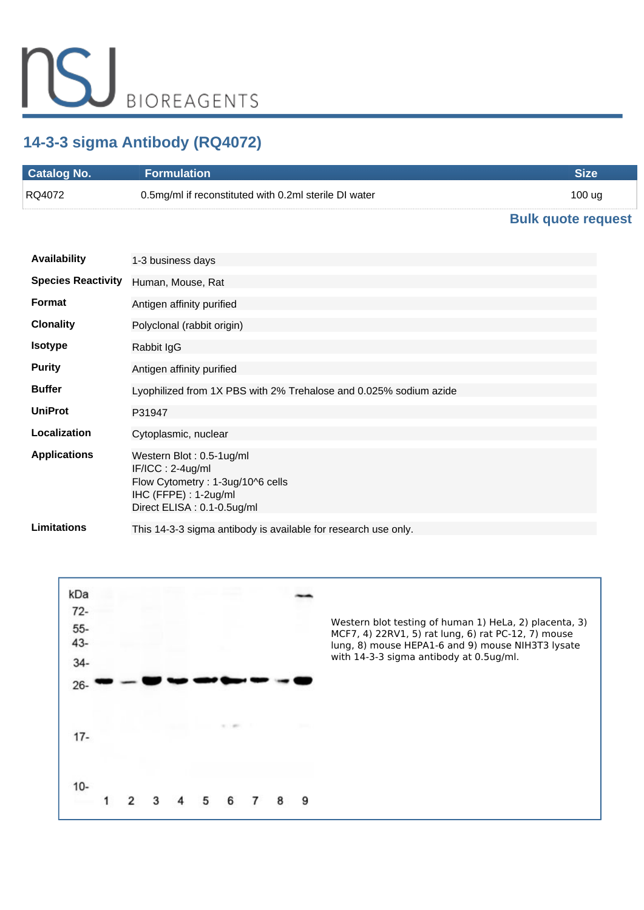nsJ BIOREAGENTS

# 14-3-3 sigma Antibody (RQ4072)

| Catalog No. | Formulation | Size |
| --- | --- | --- |
| RQ4072 | 0.5mg/ml if reconstituted with 0.2ml sterile DI water | 100 ug |

**Bulk quote request**

| | |
| --- | --- |
| **Availability** | 1-3 business days |
| **Species Reactivity** | Human, Mouse, Rat |
| **Format** | Antigen affinity purified |
| **Clonality** | Polyclonal (rabbit origin) |
| **Isotype** | Rabbit IgG |
| **Purity** | Antigen affinity purified |
| **Buffer** | Lyophilized from 1X PBS with 2% Trehalose and 0.025% sodium azide |
| **UniProt** | P31947 |
| **Localization** | Cytoplasmic, nuclear |
| **Applications** | Western Blot : 0.5-1ug/ml<br>IF/ICC : 2-4ug/ml<br>Flow Cytometry : 1-3ug/10^6 cells<br>IHC (FFPE) : 1-2ug/ml<br>Direct ELISA : 0.1-0.5ug/ml |
| **Limitations** | This 14-3-3 sigma antibody is available for research use only. |

kDa
72-
55-
43-
34-
26-
17-
10-
1 2 3 4 5 6 7 8 9

Western blot testing of human 1) HeLa, 2) placenta, 3) MCF7, 4) 22RV1, 5) rat lung, 6) rat PC-12, 7) mouse lung, 8) mouse HEPA1-6 and 9) mouse NIH3T3 lysate with 14-3-3 sigma antibody at 0.5ug/ml.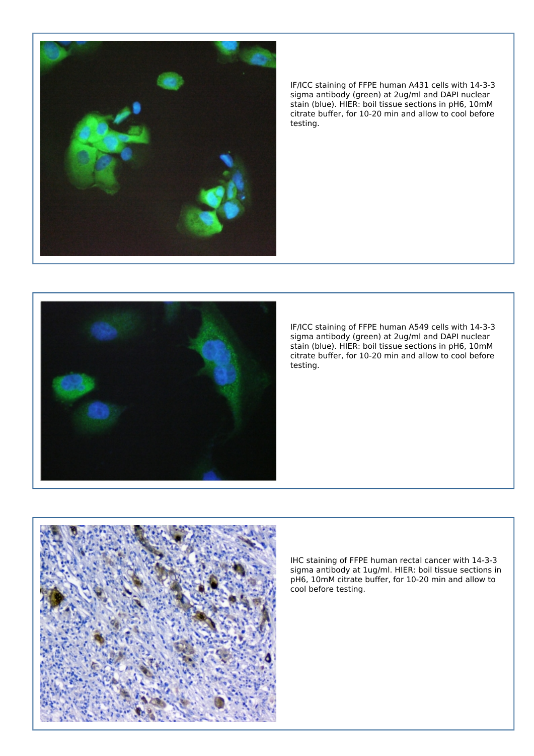IF/ICC staining of FFPE human A431 cells with 14-3-3 sigma antibody (green) at 2ug/ml and DAPI nuclear stain (blue). HIER: boil tissue sections in pH6, 10mM citrate buffer, for 10-20 min and allow to cool before testing.

IF/ICC staining of FFPE human A549 cells with 14-3-3 sigma antibody (green) at 2ug/ml and DAPI nuclear stain (blue). HIER: boil tissue sections in pH6, 10mM citrate buffer, for 10-20 min and allow to cool before testing.

IHC staining of FFPE human rectal cancer with 14-3-3 sigma antibody at 1ug/ml. HIER: boil tissue sections in pH6, 10mM citrate buffer, for 10-20 min and allow to cool before testing.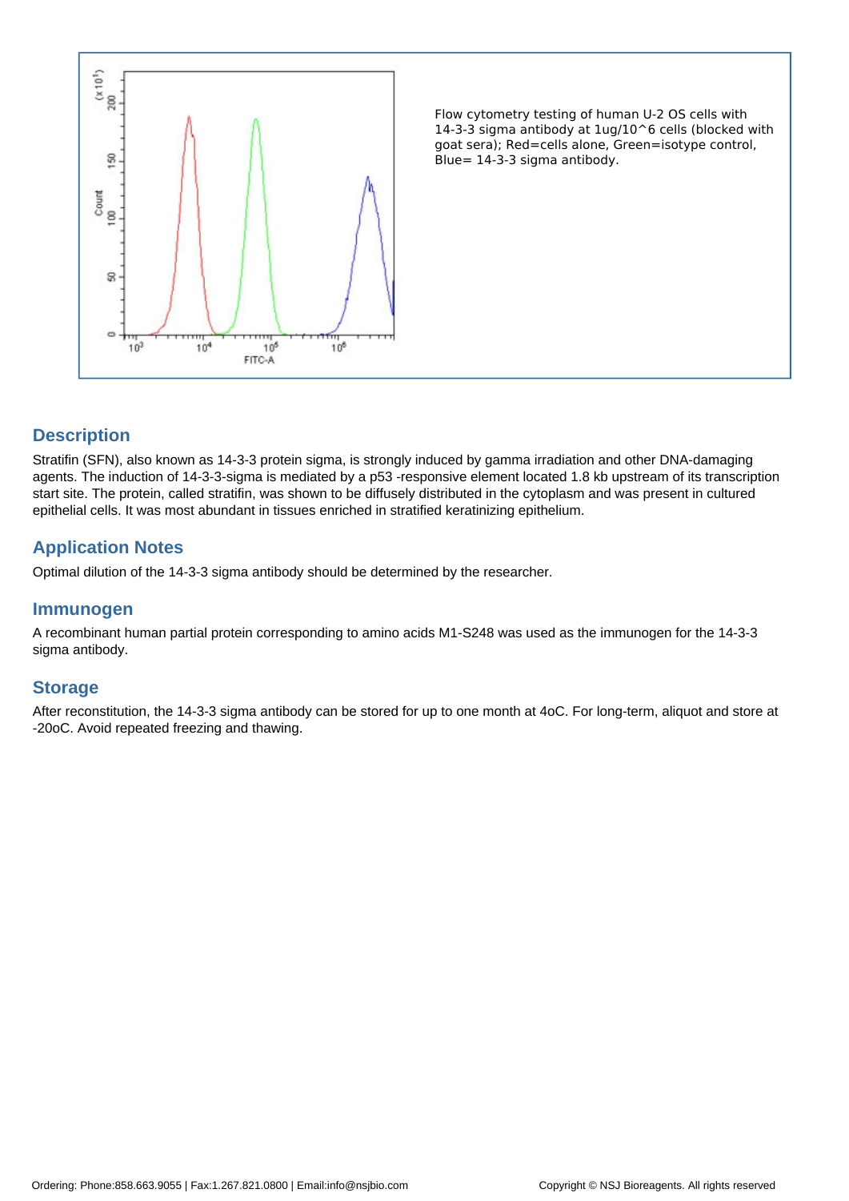(x10^1)
200
150
100
50
0
Count
10^3
10^4
10^5
10^6
FITC-A

Flow cytometry testing of human U-2 OS cells with 14-3-3 sigma antibody at 1ug/10^6 cells (blocked with goat sera); Red=cells alone, Green=isotype control, Blue= 14-3-3 sigma antibody.

## Description

Stratifin (SFN), also known as 14-3-3 protein sigma, is strongly induced by gamma irradiation and other DNA-damaging agents. The induction of 14-3-3-sigma is mediated by a p53 -responsive element located 1.8 kb upstream of its transcription start site. The protein, called stratifin, was shown to be diffusely distributed in the cytoplasm and was present in cultured epithelial cells. It was most abundant in tissues enriched in stratified keratinizing epithelium.

## Application Notes

Optimal dilution of the 14-3-3 sigma antibody should be determined by the researcher.

## Immunogen

A recombinant human partial protein corresponding to amino acids M1-S248 was used as the immunogen for the 14-3-3 sigma antibody.

## Storage

After reconstitution, the 14-3-3 sigma antibody can be stored for up to one month at 4oC. For long-term, aliquot and store at -20oC. Avoid repeated freezing and thawing.